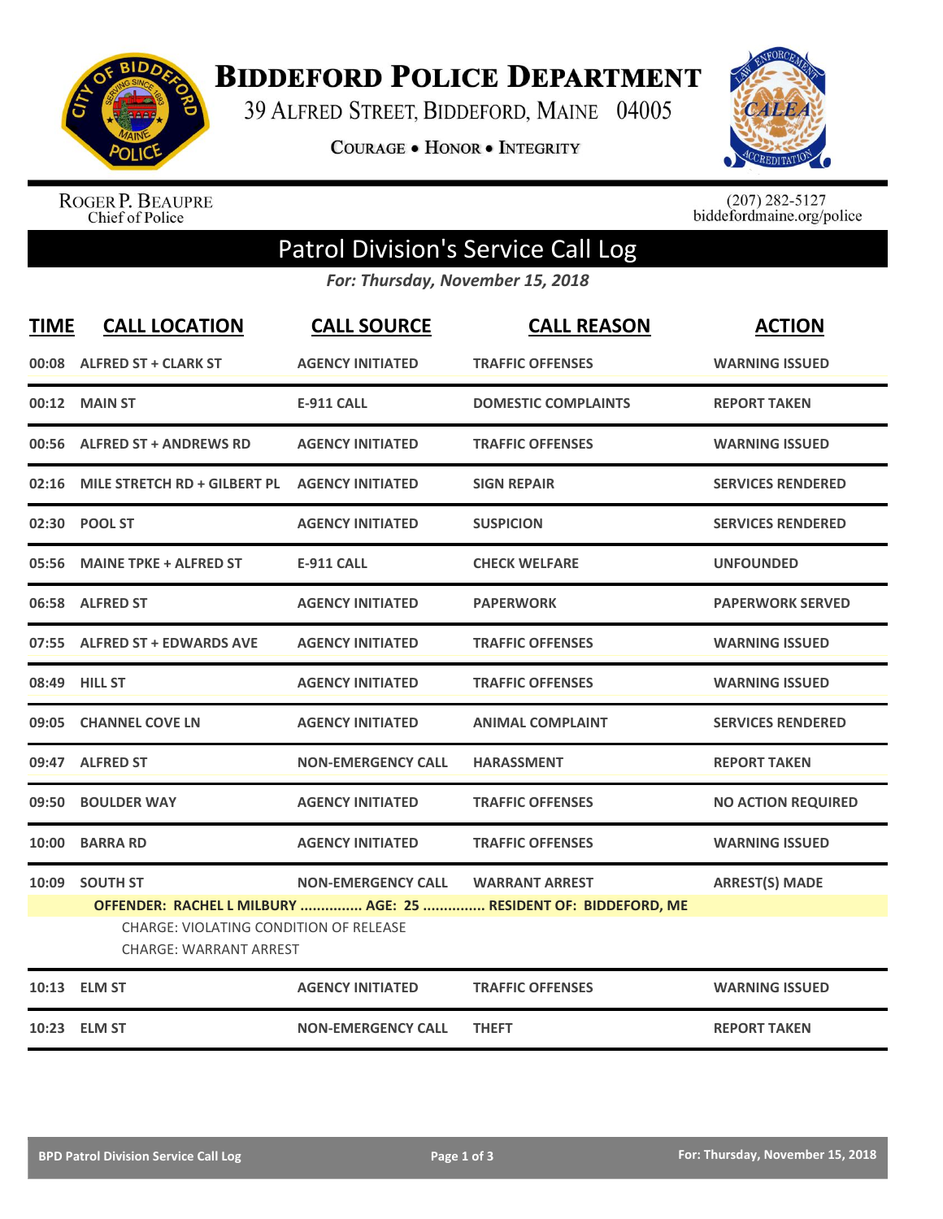# BIDDEFORD POLICE DEPARTMENT

39 ALFRED STREET, BIDDEFORD, MAINE 04005

COURAGE • HONOR • INTEGRITY

ROGER P. BEAUPRE
Chief of Police

(207) 282-5127
biddefordmaine.org/police

## Patrol Division's Service Call Log

*For: Thursday, November 15, 2018*

| TIME | CALL LOCATION | CALL SOURCE | CALL REASON | ACTION |
|---|---|---|---|---|
| 00:08 | ALFRED ST + CLARK ST | AGENCY INITIATED | TRAFFIC OFFENSES | WARNING ISSUED |
| 00:12 | MAIN ST | E-911 CALL | DOMESTIC COMPLAINTS | REPORT TAKEN |
| 00:56 | ALFRED ST + ANDREWS RD | AGENCY INITIATED | TRAFFIC OFFENSES | WARNING ISSUED |
| 02:16 | MILE STRETCH RD + GILBERT PL | AGENCY INITIATED | SIGN REPAIR | SERVICES RENDERED |
| 02:30 | POOL ST | AGENCY INITIATED | SUSPICION | SERVICES RENDERED |
| 05:56 | MAINE TPKE + ALFRED ST | E-911 CALL | CHECK WELFARE | UNFOUNDED |
| 06:58 | ALFRED ST | AGENCY INITIATED | PAPERWORK | PAPERWORK SERVED |
| 07:55 | ALFRED ST + EDWARDS AVE | AGENCY INITIATED | TRAFFIC OFFENSES | WARNING ISSUED |
| 08:49 | HILL ST | AGENCY INITIATED | TRAFFIC OFFENSES | WARNING ISSUED |
| 09:05 | CHANNEL COVE LN | AGENCY INITIATED | ANIMAL COMPLAINT | SERVICES RENDERED |
| 09:47 | ALFRED ST | NON-EMERGENCY CALL | HARASSMENT | REPORT TAKEN |
| 09:50 | BOULDER WAY | AGENCY INITIATED | TRAFFIC OFFENSES | NO ACTION REQUIRED |
| 10:00 | BARRA RD | AGENCY INITIATED | TRAFFIC OFFENSES | WARNING ISSUED |
| 10:09 | SOUTH ST | NON-EMERGENCY CALL | WARRANT ARREST | ARREST(S) MADE |
| | OFFENDER: RACHEL L MILBURY ............... AGE: 25 ............... RESIDENT OF: BIDDEFORD, ME<br>CHARGE: VIOLATING CONDITION OF RELEASE<br>CHARGE: WARRANT ARREST | | | |
| 10:13 | ELM ST | AGENCY INITIATED | TRAFFIC OFFENSES | WARNING ISSUED |
| 10:23 | ELM ST | NON-EMERGENCY CALL | THEFT | REPORT TAKEN |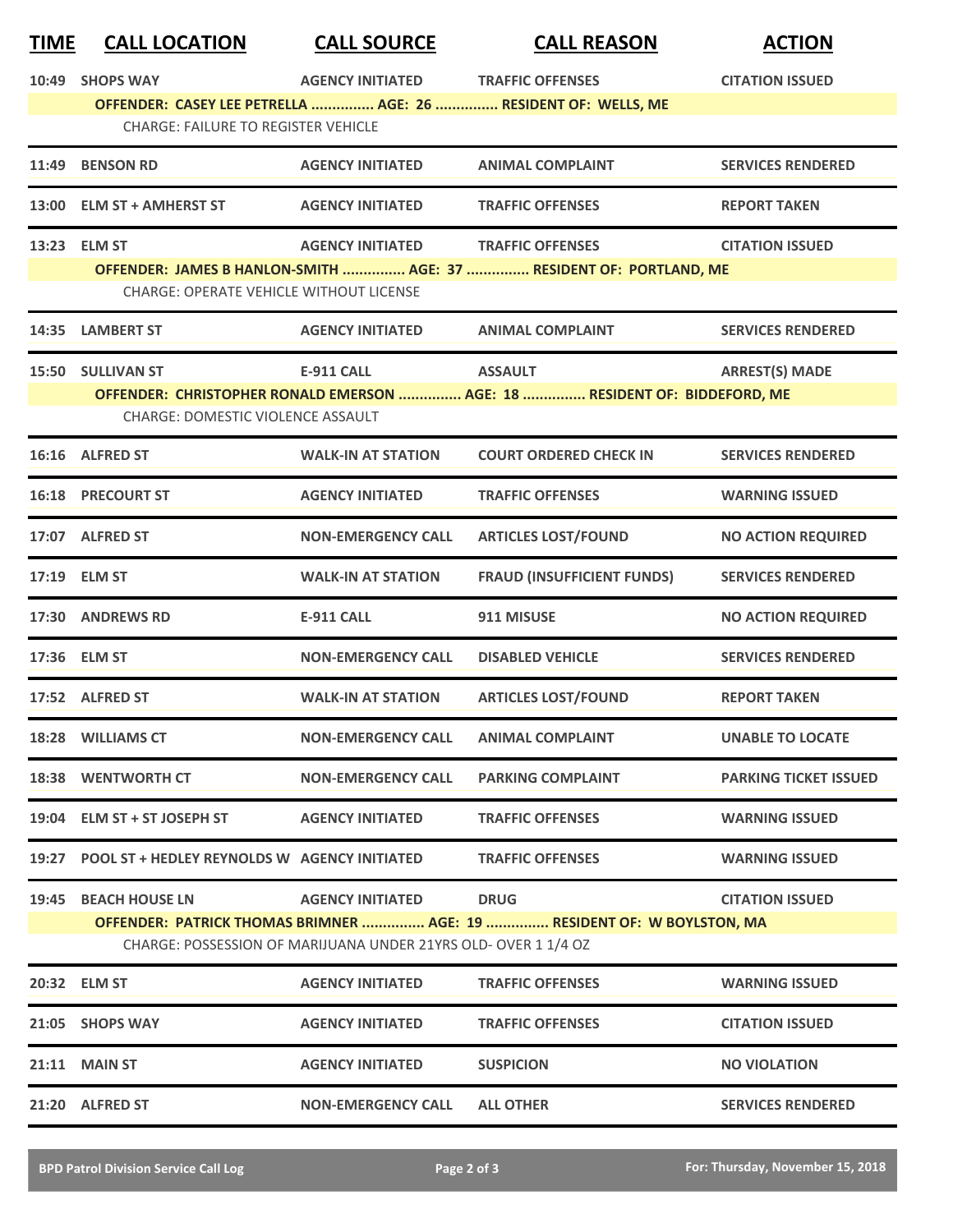| TIME | CALL LOCATION | CALL SOURCE | CALL REASON | ACTION |
|---|---|---|---|---|
| 10:49 | SHOPS WAY | AGENCY INITIATED | TRAFFIC OFFENSES | CITATION ISSUED |
| | OFFENDER: CASEY LEE PETRELLA ............... AGE: 26 ............... RESIDENT OF: WELLS, ME | | | |
| | CHARGE: FAILURE TO REGISTER VEHICLE | | | |
| 11:49 | BENSON RD | AGENCY INITIATED | ANIMAL COMPLAINT | SERVICES RENDERED |
| 13:00 | ELM ST + AMHERST ST | AGENCY INITIATED | TRAFFIC OFFENSES | REPORT TAKEN |
| 13:23 | ELM ST | AGENCY INITIATED | TRAFFIC OFFENSES | CITATION ISSUED |
| | OFFENDER: JAMES B HANLON-SMITH ............... AGE: 37 ............... RESIDENT OF: PORTLAND, ME | | | |
| | CHARGE: OPERATE VEHICLE WITHOUT LICENSE | | | |
| 14:35 | LAMBERT ST | AGENCY INITIATED | ANIMAL COMPLAINT | SERVICES RENDERED |
| 15:50 | SULLIVAN ST | E-911 CALL | ASSAULT | ARREST(S) MADE |
| | OFFENDER: CHRISTOPHER RONALD EMERSON ............... AGE: 18 ............... RESIDENT OF: BIDDEFORD, ME | | | |
| | CHARGE: DOMESTIC VIOLENCE ASSAULT | | | |
| 16:16 | ALFRED ST | WALK-IN AT STATION | COURT ORDERED CHECK IN | SERVICES RENDERED |
| 16:18 | PRECOURT ST | AGENCY INITIATED | TRAFFIC OFFENSES | WARNING ISSUED |
| 17:07 | ALFRED ST | NON-EMERGENCY CALL | ARTICLES LOST/FOUND | NO ACTION REQUIRED |
| 17:19 | ELM ST | WALK-IN AT STATION | FRAUD (INSUFFICIENT FUNDS) | SERVICES RENDERED |
| 17:30 | ANDREWS RD | E-911 CALL | 911 MISUSE | NO ACTION REQUIRED |
| 17:36 | ELM ST | NON-EMERGENCY CALL | DISABLED VEHICLE | SERVICES RENDERED |
| 17:52 | ALFRED ST | WALK-IN AT STATION | ARTICLES LOST/FOUND | REPORT TAKEN |
| 18:28 | WILLIAMS CT | NON-EMERGENCY CALL | ANIMAL COMPLAINT | UNABLE TO LOCATE |
| 18:38 | WENTWORTH CT | NON-EMERGENCY CALL | PARKING COMPLAINT | PARKING TICKET ISSUED |
| 19:04 | ELM ST + ST JOSEPH ST | AGENCY INITIATED | TRAFFIC OFFENSES | WARNING ISSUED |
| 19:27 | POOL ST + HEDLEY REYNOLDS W | AGENCY INITIATED | TRAFFIC OFFENSES | WARNING ISSUED |
| 19:45 | BEACH HOUSE LN | AGENCY INITIATED | DRUG | CITATION ISSUED |
| | OFFENDER: PATRICK THOMAS BRIMNER ............... AGE: 19 ............... RESIDENT OF: W BOYLSTON, MA | | | |
| | CHARGE: POSSESSION OF MARIJUANA UNDER 21YRS OLD- OVER 1 1/4 OZ | | | |
| 20:32 | ELM ST | AGENCY INITIATED | TRAFFIC OFFENSES | WARNING ISSUED |
| 21:05 | SHOPS WAY | AGENCY INITIATED | TRAFFIC OFFENSES | CITATION ISSUED |
| 21:11 | MAIN ST | AGENCY INITIATED | SUSPICION | NO VIOLATION |
| 21:20 | ALFRED ST | NON-EMERGENCY CALL | ALL OTHER | SERVICES RENDERED |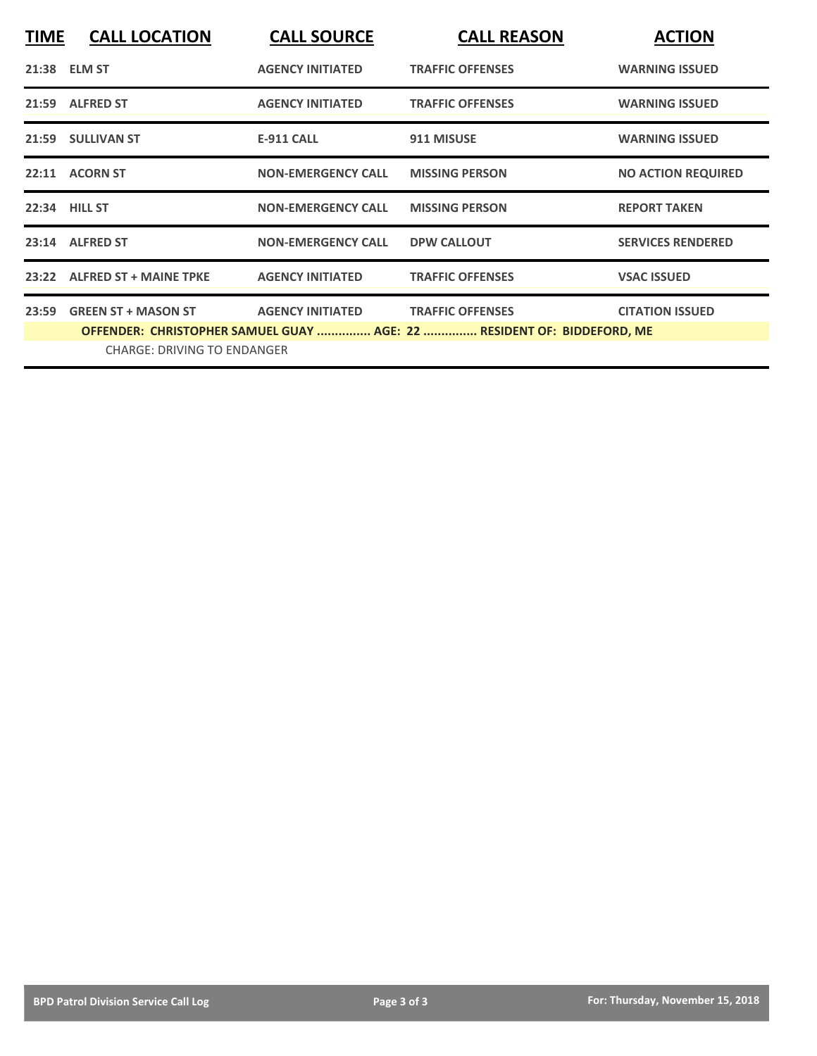| TIME | CALL LOCATION | CALL SOURCE | CALL REASON | ACTION |
| --- | --- | --- | --- | --- |
| 21:38 | ELM ST | AGENCY INITIATED | TRAFFIC OFFENSES | WARNING ISSUED |
| 21:59 | ALFRED ST | AGENCY INITIATED | TRAFFIC OFFENSES | WARNING ISSUED |
| 21:59 | SULLIVAN ST | E-911 CALL | 911 MISUSE | WARNING ISSUED |
| 22:11 | ACORN ST | NON-EMERGENCY CALL | MISSING PERSON | NO ACTION REQUIRED |
| 22:34 | HILL ST | NON-EMERGENCY CALL | MISSING PERSON | REPORT TAKEN |
| 23:14 | ALFRED ST | NON-EMERGENCY CALL | DPW CALLOUT | SERVICES RENDERED |
| 23:22 | ALFRED ST + MAINE TPKE | AGENCY INITIATED | TRAFFIC OFFENSES | VSAC ISSUED |
| 23:59 | GREEN ST + MASON ST | AGENCY INITIATED | TRAFFIC OFFENSES | CITATION ISSUED |

**OFFENDER: CHRISTOPHER SAMUEL GUAY ............... AGE: 22 ............... RESIDENT OF: BIDDEFORD, ME**

CHARGE: DRIVING TO ENDANGER